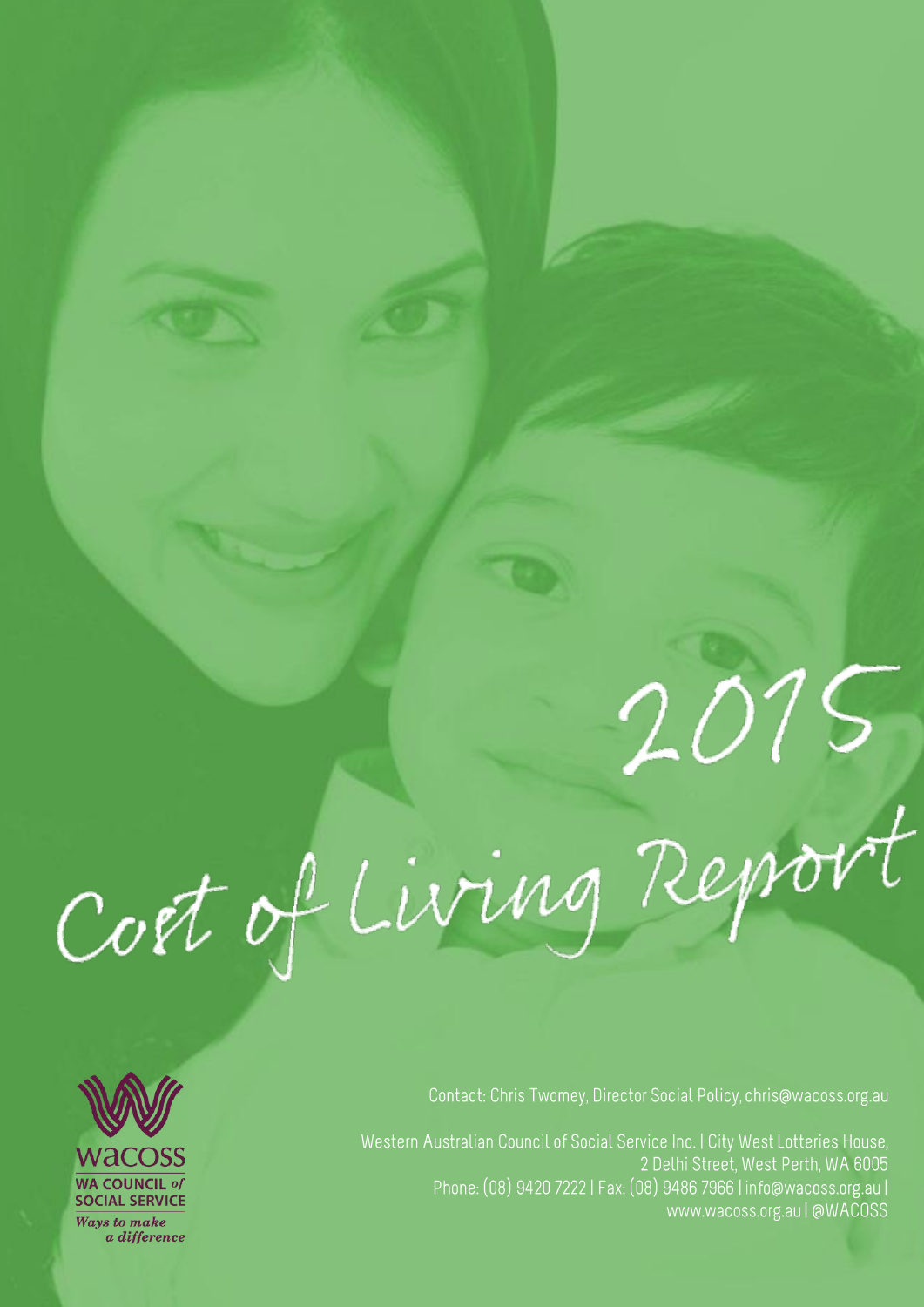# 2015 Cost of Living Report

WACOSS
WA COUNCIL *of* SOCIAL SERVICE
*Ways to make a difference*

Contact: Chris Twomey, Director Social Policy, chris@wacoss.org.au

Western Australian Council of Social Service Inc. | City West Lotteries House, 2 Delhi Street, West Perth, WA 6005
Phone: (08) 9420 7222 | Fax: (08) 9486 7966 | info@wacoss.org.au | www.wacoss.org.au | @WACOSS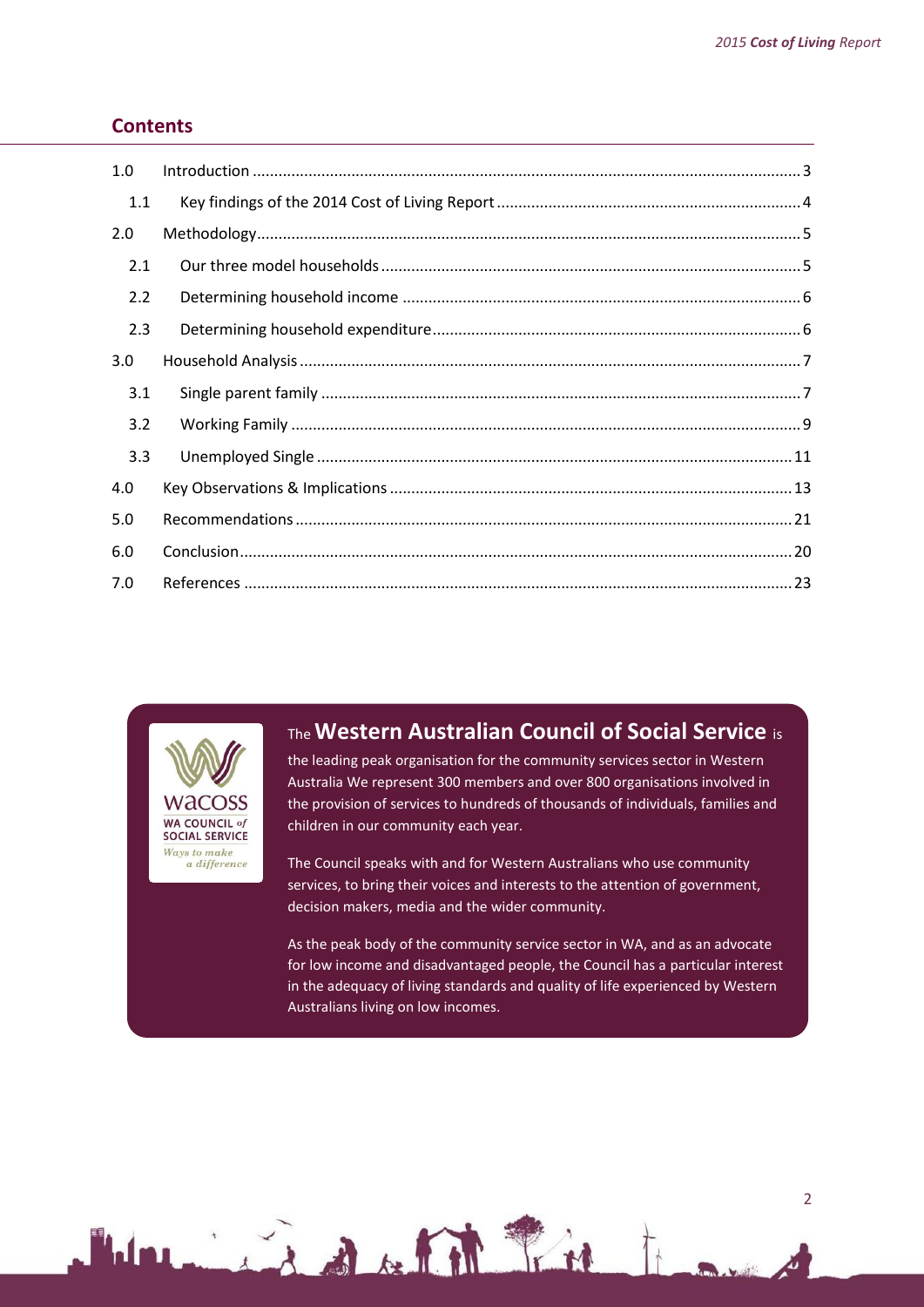## Contents

| | | |
|---|---|---|
| 1.0 | Introduction | 3 |
| 1.1 | Key findings of the 2014 Cost of Living Report | 4 |
| 2.0 | Methodology | 5 |
| 2.1 | Our three model households | 5 |
| 2.2 | Determining household income | 6 |
| 2.3 | Determining household expenditure | 6 |
| 3.0 | Household Analysis | 7 |
| 3.1 | Single parent family | 7 |
| 3.2 | Working Family | 9 |
| 3.3 | Unemployed Single | 11 |
| 4.0 | Key Observations & Implications | 13 |
| 5.0 | Recommendations | 21 |
| 6.0 | Conclusion | 20 |
| 7.0 | References | 23 |

wacoss
WA COUNCIL *of* SOCIAL SERVICE
*Ways to make a difference*

The **Western Australian Council of Social Service** is the leading peak organisation for the community services sector in Western Australia We represent 300 members and over 800 organisations involved in the provision of services to hundreds of thousands of individuals, families and children in our community each year.

The Council speaks with and for Western Australians who use community services, to bring their voices and interests to the attention of government, decision makers, media and the wider community.

As the peak body of the community service sector in WA, and as an advocate for low income and disadvantaged people, the Council has a particular interest in the adequacy of living standards and quality of life experienced by Western Australians living on low incomes.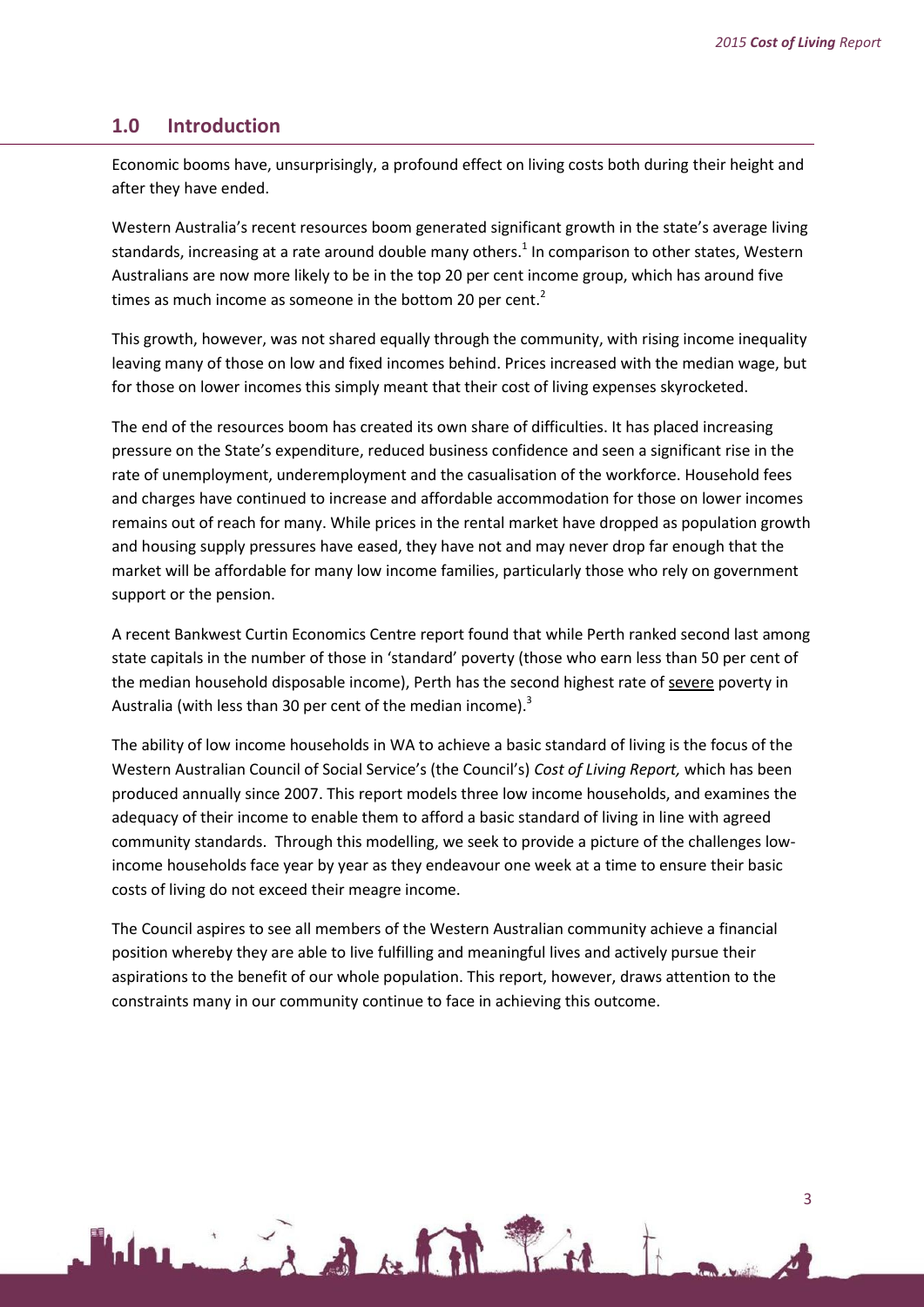## 1.0 Introduction

Economic booms have, unsurprisingly, a profound effect on living costs both during their height and after they have ended.

Western Australia's recent resources boom generated significant growth in the state's average living standards, increasing at a rate around double many others.[1] In comparison to other states, Western Australians are now more likely to be in the top 20 per cent income group, which has around five times as much income as someone in the bottom 20 per cent.[2]

This growth, however, was not shared equally through the community, with rising income inequality leaving many of those on low and fixed incomes behind. Prices increased with the median wage, but for those on lower incomes this simply meant that their cost of living expenses skyrocketed.

The end of the resources boom has created its own share of difficulties. It has placed increasing pressure on the State's expenditure, reduced business confidence and seen a significant rise in the rate of unemployment, underemployment and the casualisation of the workforce. Household fees and charges have continued to increase and affordable accommodation for those on lower incomes remains out of reach for many. While prices in the rental market have dropped as population growth and housing supply pressures have eased, they have not and may never drop far enough that the market will be affordable for many low income families, particularly those who rely on government support or the pension.

A recent Bankwest Curtin Economics Centre report found that while Perth ranked second last among state capitals in the number of those in 'standard' poverty (those who earn less than 50 per cent of the median household disposable income), Perth has the second highest rate of severe poverty in Australia (with less than 30 per cent of the median income).[3]

The ability of low income households in WA to achieve a basic standard of living is the focus of the Western Australian Council of Social Service's (the Council's) *Cost of Living Report,* which has been produced annually since 2007. This report models three low income households, and examines the adequacy of their income to enable them to afford a basic standard of living in line with agreed community standards. Through this modelling, we seek to provide a picture of the challenges low-income households face year by year as they endeavour one week at a time to ensure their basic costs of living do not exceed their meagre income.

The Council aspires to see all members of the Western Australian community achieve a financial position whereby they are able to live fulfilling and meaningful lives and actively pursue their aspirations to the benefit of our whole population. This report, however, draws attention to the constraints many in our community continue to face in achieving this outcome.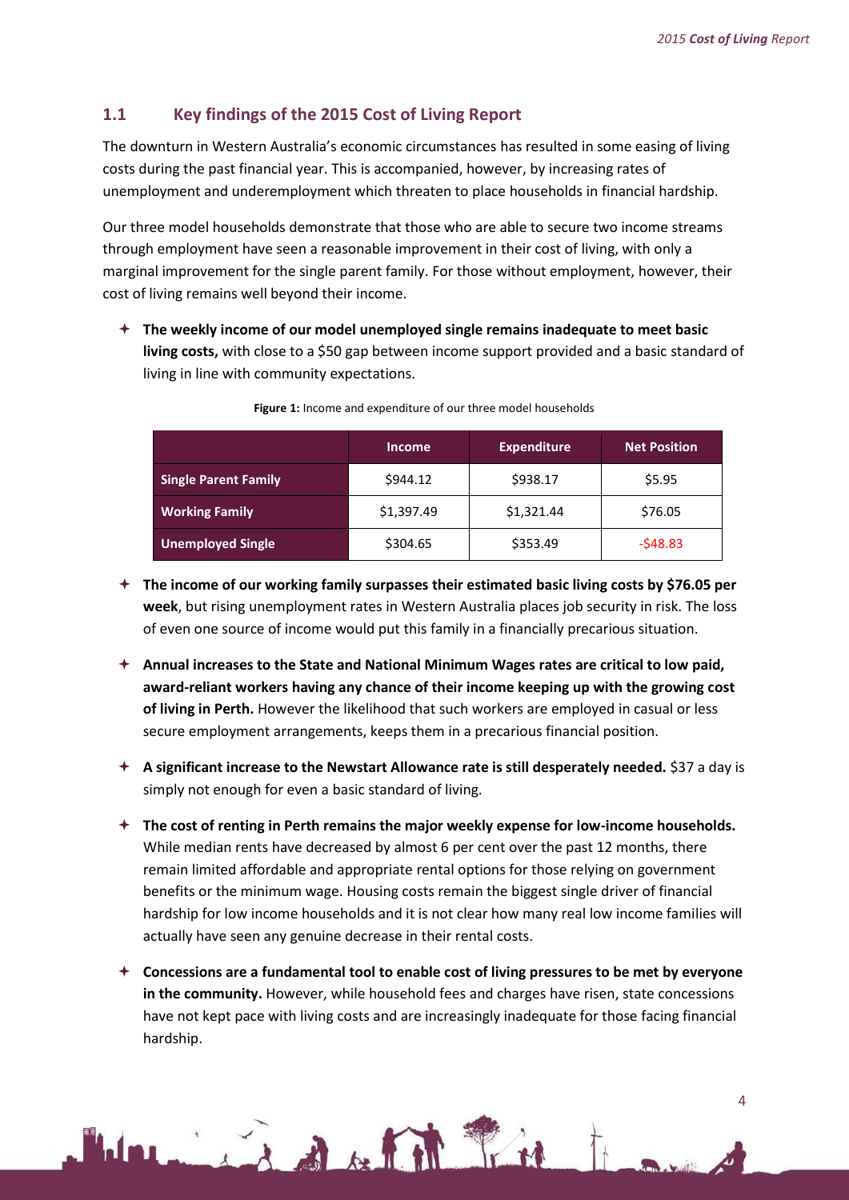## 1.1 Key findings of the 2015 Cost of Living Report

The downturn in Western Australia's economic circumstances has resulted in some easing of living costs during the past financial year. This is accompanied, however, by increasing rates of unemployment and underemployment which threaten to place households in financial hardship.

Our three model households demonstrate that those who are able to secure two income streams through employment have seen a reasonable improvement in their cost of living, with only a marginal improvement for the single parent family. For those without employment, however, their cost of living remains well beyond their income.

- **The weekly income of our model unemployed single remains inadequate to meet basic living costs,** with close to a $50 gap between income support provided and a basic standard of living in line with community expectations.

**Figure 1:** Income and expenditure of our three model households

| | Income | Expenditure | Net Position |
|---|---|---|---|
| **Single Parent Family** | $944.12 | $938.17 | $5.95 |
| **Working Family** | $1,397.49 | $1,321.44 | $76.05 |
| **Unemployed Single** | $304.65 | $353.49 | -$48.83 |

- **The income of our working family surpasses their estimated basic living costs by $76.05 per week**, but rising unemployment rates in Western Australia places job security in risk. The loss of even one source of income would put this family in a financially precarious situation.

- **Annual increases to the State and National Minimum Wages rates are critical to low paid, award-reliant workers having any chance of their income keeping up with the growing cost of living in Perth.** However the likelihood that such workers are employed in casual or less secure employment arrangements, keeps them in a precarious financial position.

- **A significant increase to the Newstart Allowance rate is still desperately needed.** $37 a day is simply not enough for even a basic standard of living.

- **The cost of renting in Perth remains the major weekly expense for low-income households.** While median rents have decreased by almost 6 per cent over the past 12 months, there remain limited affordable and appropriate rental options for those relying on government benefits or the minimum wage. Housing costs remain the biggest single driver of financial hardship for low income households and it is not clear how many real low income families will actually have seen any genuine decrease in their rental costs.

- **Concessions are a fundamental tool to enable cost of living pressures to be met by everyone in the community.** However, while household fees and charges have risen, state concessions have not kept pace with living costs and are increasingly inadequate for those facing financial hardship.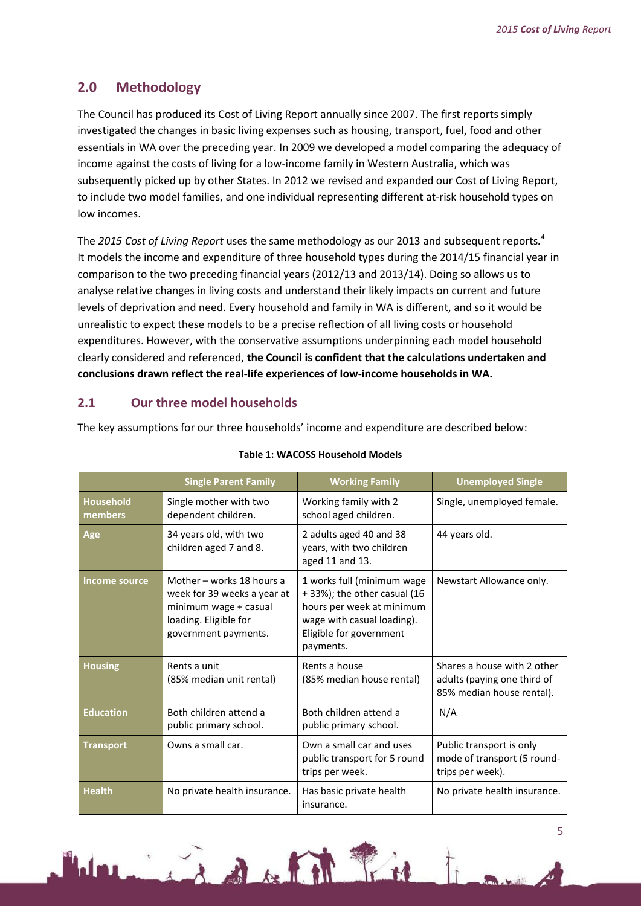## 2.0 Methodology

The Council has produced its Cost of Living Report annually since 2007. The first reports simply investigated the changes in basic living expenses such as housing, transport, fuel, food and other essentials in WA over the preceding year. In 2009 we developed a model comparing the adequacy of income against the costs of living for a low-income family in Western Australia, which was subsequently picked up by other States. In 2012 we revised and expanded our Cost of Living Report, to include two model families, and one individual representing different at-risk household types on low incomes.

The *2015 Cost of Living Report* uses the same methodology as our 2013 and subsequent reports.[4] It models the income and expenditure of three household types during the 2014/15 financial year in comparison to the two preceding financial years (2012/13 and 2013/14). Doing so allows us to analyse relative changes in living costs and understand their likely impacts on current and future levels of deprivation and need. Every household and family in WA is different, and so it would be unrealistic to expect these models to be a precise reflection of all living costs or household expenditures. However, with the conservative assumptions underpinning each model household clearly considered and referenced, **the Council is confident that the calculations undertaken and conclusions drawn reflect the real-life experiences of low-income households in WA.**

### 2.1 Our three model households

The key assumptions for our three households' income and expenditure are described below:

**Table 1: WACOSS Household Models**

| | Single Parent Family | Working Family | Unemployed Single |
|---|---|---|---|
| **Household members** | Single mother with two dependent children. | Working family with 2 school aged children. | Single, unemployed female. |
| **Age** | 34 years old, with two children aged 7 and 8. | 2 adults aged 40 and 38 years, with two children aged 11 and 13. | 44 years old. |
| **Income source** | Mother – works 18 hours a week for 39 weeks a year at minimum wage + casual loading. Eligible for government payments. | 1 works full (minimum wage + 33%); the other casual (16 hours per week at minimum wage with casual loading). Eligible for government payments. | Newstart Allowance only. |
| **Housing** | Rents a unit (85% median unit rental) | Rents a house (85% median house rental) | Shares a house with 2 other adults (paying one third of 85% median house rental). |
| **Education** | Both children attend a public primary school. | Both children attend a public primary school. | N/A |
| **Transport** | Owns a small car. | Own a small car and uses public transport for 5 round trips per week. | Public transport is only mode of transport (5 round-trips per week). |
| **Health** | No private health insurance. | Has basic private health insurance. | No private health insurance. |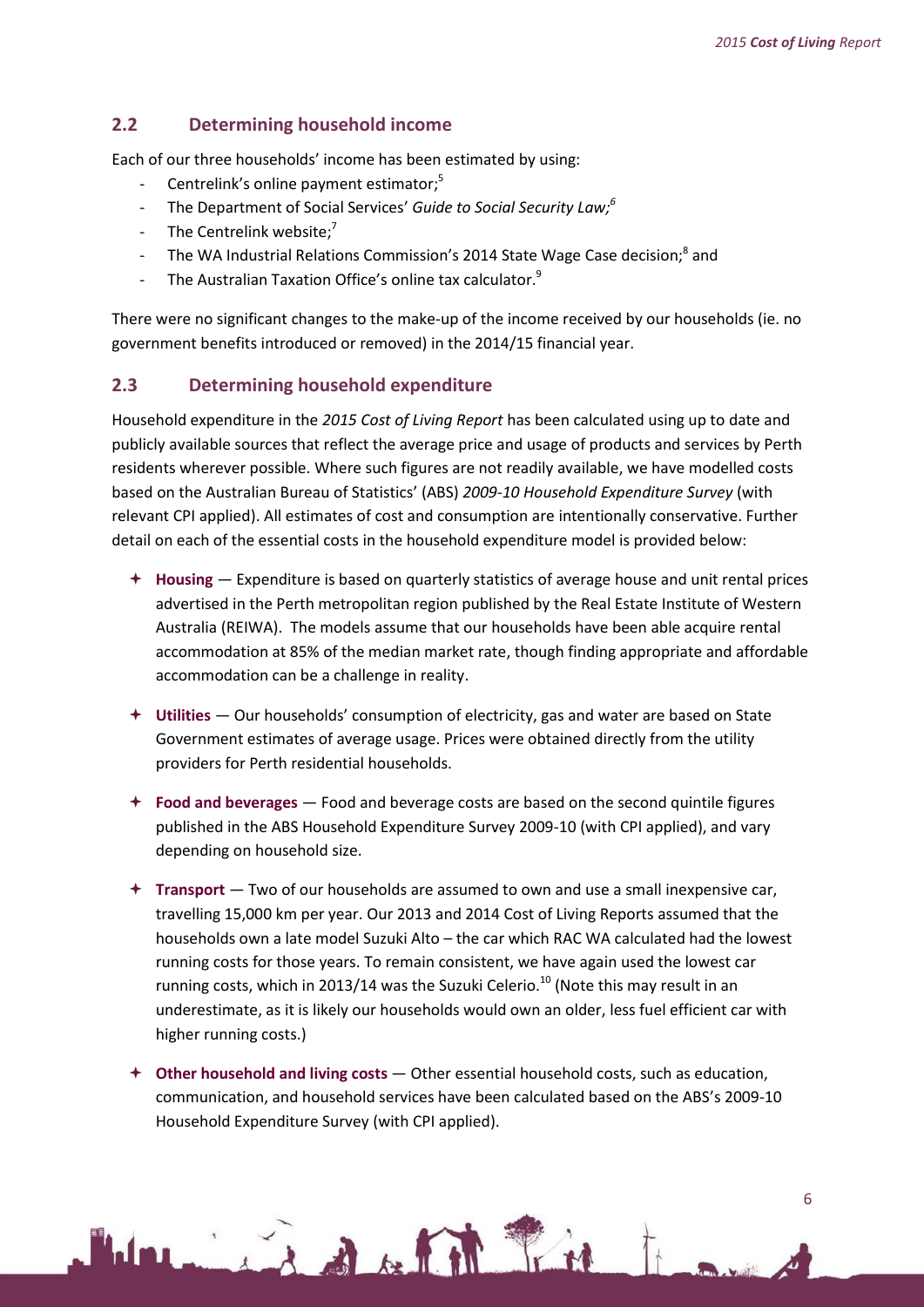## 2.2 Determining household income

Each of our three households' income has been estimated by using:

- Centrelink's online payment estimator;[5]
- The Department of Social Services' *Guide to Social Security Law;*[6]
- The Centrelink website;[7]
- The WA Industrial Relations Commission's 2014 State Wage Case decision;[8] and
- The Australian Taxation Office's online tax calculator.[9]

There were no significant changes to the make-up of the income received by our households (ie. no government benefits introduced or removed) in the 2014/15 financial year.

## 2.3 Determining household expenditure

Household expenditure in the *2015 Cost of Living Report* has been calculated using up to date and publicly available sources that reflect the average price and usage of products and services by Perth residents wherever possible. Where such figures are not readily available, we have modelled costs based on the Australian Bureau of Statistics' (ABS) *2009-10 Household Expenditure Survey* (with relevant CPI applied). All estimates of cost and consumption are intentionally conservative. Further detail on each of the essential costs in the household expenditure model is provided below:

- **Housing** — Expenditure is based on quarterly statistics of average house and unit rental prices advertised in the Perth metropolitan region published by the Real Estate Institute of Western Australia (REIWA). The models assume that our households have been able acquire rental accommodation at 85% of the median market rate, though finding appropriate and affordable accommodation can be a challenge in reality.

- **Utilities** — Our households' consumption of electricity, gas and water are based on State Government estimates of average usage. Prices were obtained directly from the utility providers for Perth residential households.

- **Food and beverages** — Food and beverage costs are based on the second quintile figures published in the ABS Household Expenditure Survey 2009-10 (with CPI applied), and vary depending on household size.

- **Transport** — Two of our households are assumed to own and use a small inexpensive car, travelling 15,000 km per year. Our 2013 and 2014 Cost of Living Reports assumed that the households own a late model Suzuki Alto – the car which RAC WA calculated had the lowest running costs for those years. To remain consistent, we have again used the lowest car running costs, which in 2013/14 was the Suzuki Celerio.[10] (Note this may result in an underestimate, as it is likely our households would own an older, less fuel efficient car with higher running costs.)

- **Other household and living costs** — Other essential household costs, such as education, communication, and household services have been calculated based on the ABS's 2009-10 Household Expenditure Survey (with CPI applied).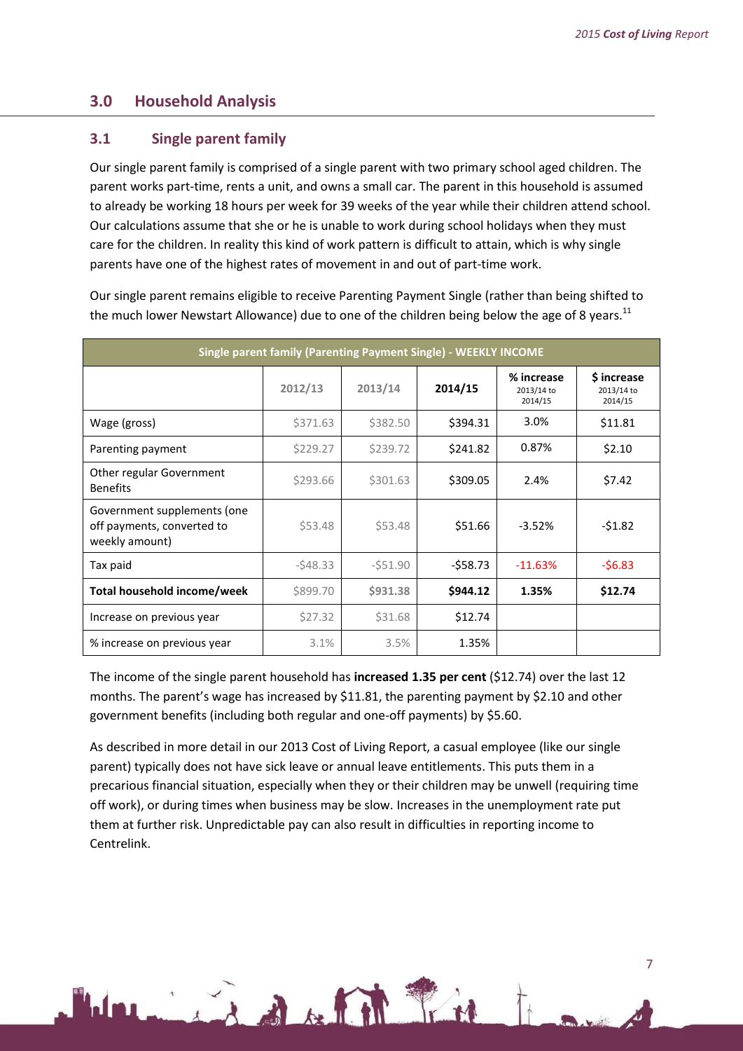## 3.0 Household Analysis

### 3.1 Single parent family

Our single parent family is comprised of a single parent with two primary school aged children. The parent works part-time, rents a unit, and owns a small car. The parent in this household is assumed to already be working 18 hours per week for 39 weeks of the year while their children attend school. Our calculations assume that she or he is unable to work during school holidays when they must care for the children. In reality this kind of work pattern is difficult to attain, which is why single parents have one of the highest rates of movement in and out of part-time work.

Our single parent remains eligible to receive Parenting Payment Single (rather than being shifted to the much lower Newstart Allowance) due to one of the children being below the age of 8 years.[11]

| Single parent family (Parenting Payment Single) - WEEKLY INCOME | | | | | |
|---|---|---|---|---|---|
| | 2012/13 | 2013/14 | 2014/15 | % increase 2013/14 to 2014/15 | $ increase 2013/14 to 2014/15 |
| Wage (gross) | $371.63 | $382.50 | $394.31 | 3.0% | $11.81 |
| Parenting payment | $229.27 | $239.72 | $241.82 | 0.87% | $2.10 |
| Other regular Government Benefits | $293.66 | $301.63 | $309.05 | 2.4% | $7.42 |
| Government supplements (one off payments, converted to weekly amount) | $53.48 | $53.48 | $51.66 | -3.52% | -$1.82 |
| Tax paid | -$48.33 | -$51.90 | -$58.73 | -11.63% | -$6.83 |
| **Total household income/week** | $899.70 | **$931.38** | **$944.12** | **1.35%** | **$12.74** |
| Increase on previous year | $27.32 | $31.68 | $12.74 | | |
| % increase on previous year | 3.1% | 3.5% | 1.35% | | |

The income of the single parent household has **increased 1.35 per cent** ($12.74) over the last 12 months. The parent's wage has increased by $11.81, the parenting payment by $2.10 and other government benefits (including both regular and one-off payments) by $5.60.

As described in more detail in our 2013 Cost of Living Report, a casual employee (like our single parent) typically does not have sick leave or annual leave entitlements. This puts them in a precarious financial situation, especially when they or their children may be unwell (requiring time off work), or during times when business may be slow. Increases in the unemployment rate put them at further risk. Unpredictable pay can also result in difficulties in reporting income to Centrelink.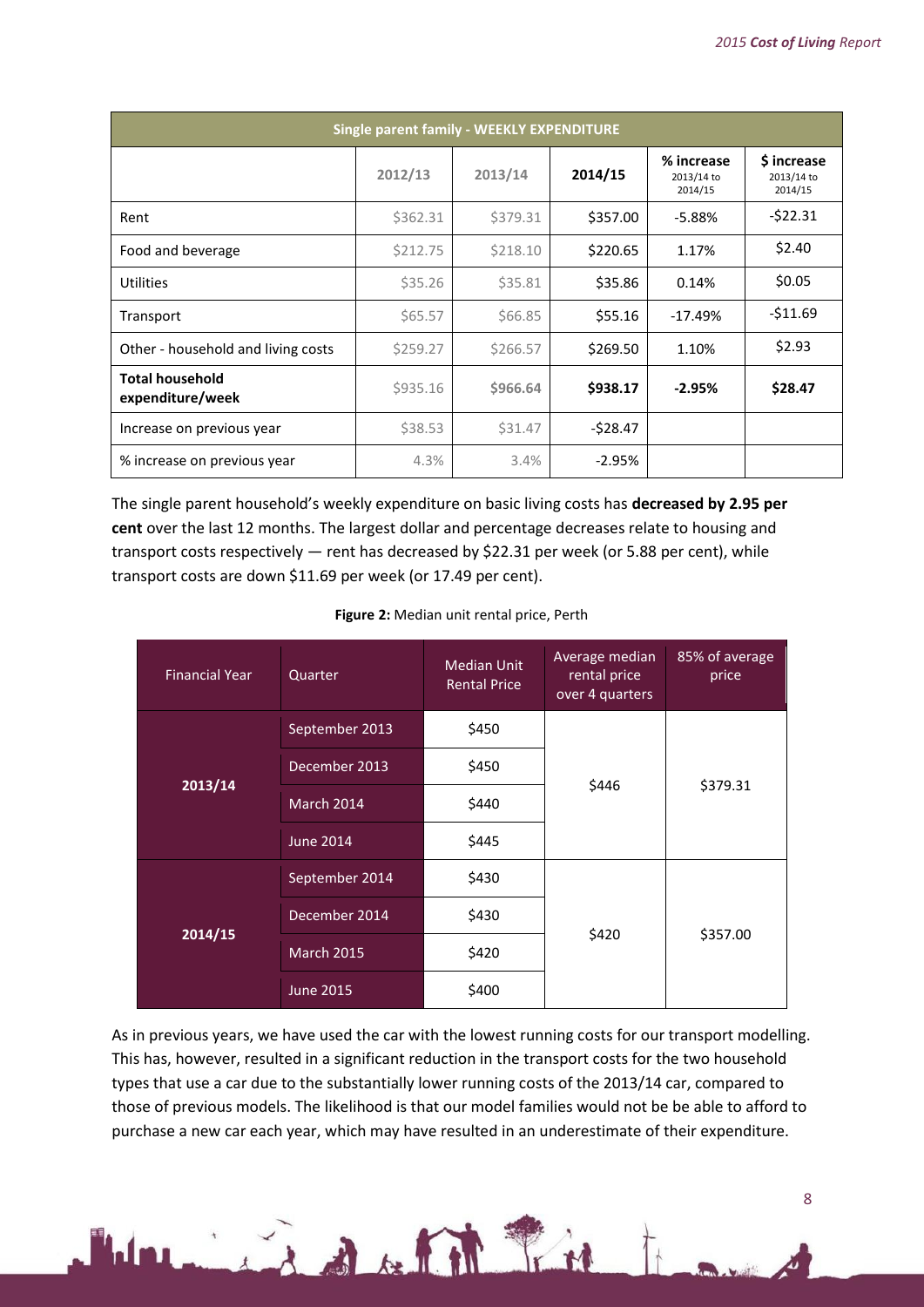| Single parent family - WEEKLY EXPENDITURE | | | | | |
|---|---|---|---|---|---|
| | 2012/13 | 2013/14 | 2014/15 | % increase 2013/14 to 2014/15 | $ increase 2013/14 to 2014/15 |
| Rent | $362.31 | $379.31 | $357.00 | -5.88% | -$22.31 |
| Food and beverage | $212.75 | $218.10 | $220.65 | 1.17% | $2.40 |
| Utilities | $35.26 | $35.81 | $35.86 | 0.14% | $0.05 |
| Transport | $65.57 | $66.85 | $55.16 | -17.49% | -$11.69 |
| Other - household and living costs | $259.27 | $266.57 | $269.50 | 1.10% | $2.93 |
| **Total household expenditure/week** | $935.16 | **$966.64** | **$938.17** | **-2.95%** | **$28.47** |
| Increase on previous year | $38.53 | $31.47 | -$28.47 | | |
| % increase on previous year | 4.3% | 3.4% | -2.95% | | |

The single parent household's weekly expenditure on basic living costs has **decreased by 2.95 per cent** over the last 12 months. The largest dollar and percentage decreases relate to housing and transport costs respectively — rent has decreased by $22.31 per week (or 5.88 per cent), while transport costs are down $11.69 per week (or 17.49 per cent).

**Figure 2:** Median unit rental price, Perth

| Financial Year | Quarter | Median Unit Rental Price | Average median rental price over 4 quarters | 85% of average price |
|---|---|---|---|---|
| 2013/14 | September 2013 | $450 | $446 | $379.31 |
| | December 2013 | $450 | | |
| | March 2014 | $440 | | |
| | June 2014 | $445 | | |
| 2014/15 | September 2014 | $430 | $420 | $357.00 |
| | December 2014 | $430 | | |
| | March 2015 | $420 | | |
| | June 2015 | $400 | | |

As in previous years, we have used the car with the lowest running costs for our transport modelling. This has, however, resulted in a significant reduction in the transport costs for the two household types that use a car due to the substantially lower running costs of the 2013/14 car, compared to those of previous models. The likelihood is that our model families would not be be able to afford to purchase a new car each year, which may have resulted in an underestimate of their expenditure.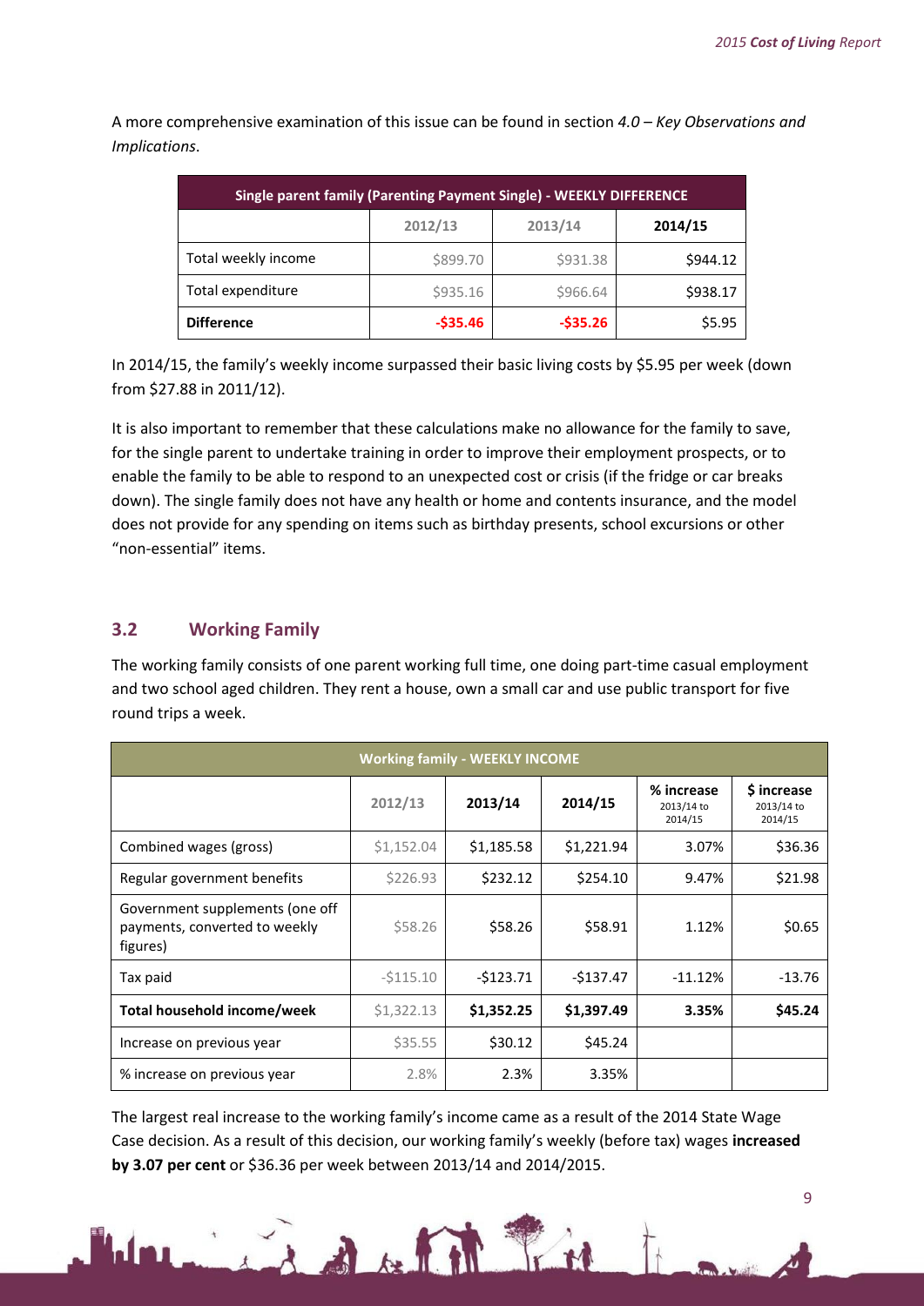A more comprehensive examination of this issue can be found in section *4.0 – Key Observations and Implications*.

| Single parent family (Parenting Payment Single) - WEEKLY DIFFERENCE | | | |
|---|---|---|---|
| | 2012/13 | 2013/14 | 2014/15 |
| Total weekly income | $899.70 | $931.38 | $944.12 |
| Total expenditure | $935.16 | $966.64 | $938.17 |
| **Difference** | **-$35.46** | **-$35.26** | $5.95 |

In 2014/15, the family's weekly income surpassed their basic living costs by $5.95 per week (down from $27.88 in 2011/12).

It is also important to remember that these calculations make no allowance for the family to save, for the single parent to undertake training in order to improve their employment prospects, or to enable the family to be able to respond to an unexpected cost or crisis (if the fridge or car breaks down). The single family does not have any health or home and contents insurance, and the model does not provide for any spending on items such as birthday presents, school excursions or other "non-essential" items.

## 3.2 Working Family

The working family consists of one parent working full time, one doing part-time casual employment and two school aged children. They rent a house, own a small car and use public transport for five round trips a week.

| Working family - WEEKLY INCOME | | | | | |
|---|---|---|---|---|---|
| | 2012/13 | 2013/14 | 2014/15 | % increase 2013/14 to 2014/15 | $ increase 2013/14 to 2014/15 |
| Combined wages (gross) | $1,152.04 | $1,185.58 | $1,221.94 | 3.07% | $36.36 |
| Regular government benefits | $226.93 | $232.12 | $254.10 | 9.47% | $21.98 |
| Government supplements (one off payments, converted to weekly figures) | $58.26 | $58.26 | $58.91 | 1.12% | $0.65 |
| Tax paid | -$115.10 | -$123.71 | -$137.47 | -11.12% | -13.76 |
| **Total household income/week** | $1,322.13 | **$1,352.25** | **$1,397.49** | **3.35%** | **$45.24** |
| Increase on previous year | $35.55 | $30.12 | $45.24 | | |
| % increase on previous year | 2.8% | 2.3% | 3.35% | | |

The largest real increase to the working family's income came as a result of the 2014 State Wage Case decision. As a result of this decision, our working family's weekly (before tax) wages **increased by 3.07 per cent** or $36.36 per week between 2013/14 and 2014/2015.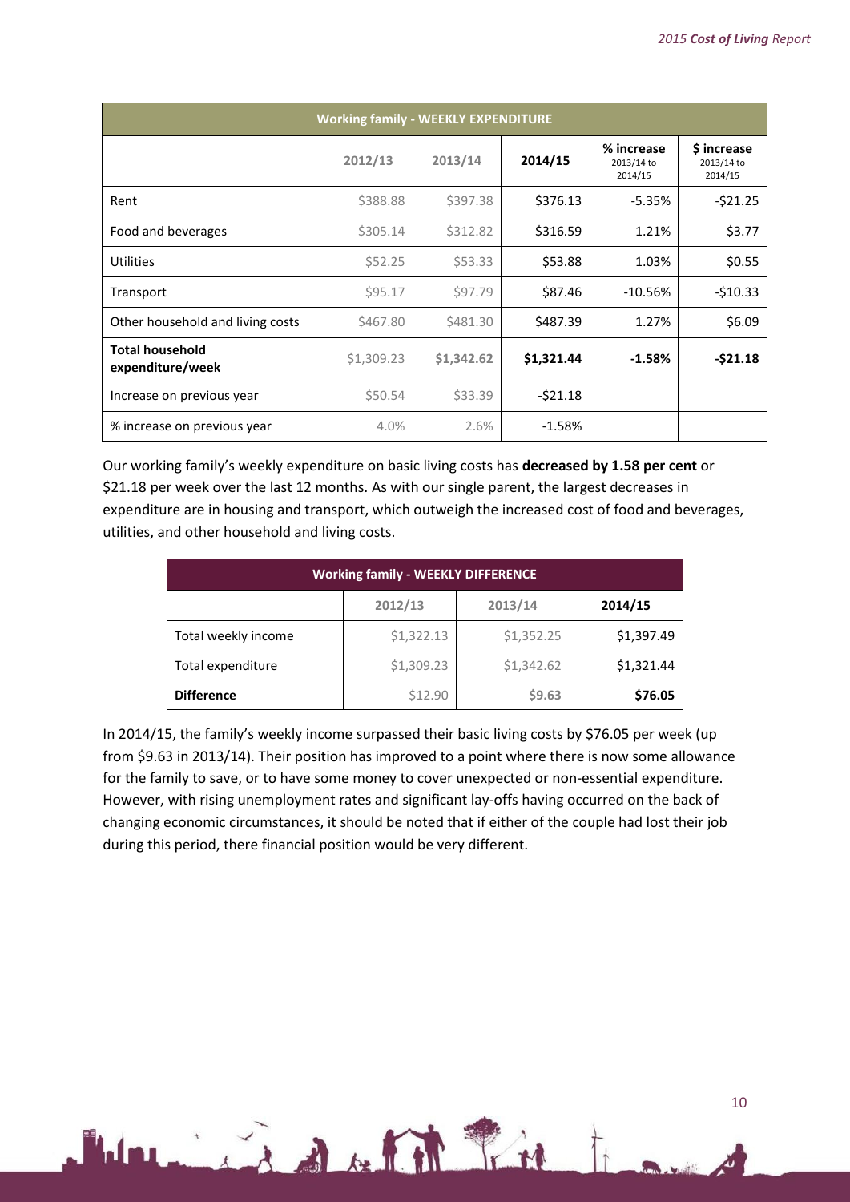| Working family - WEEKLY EXPENDITURE | | | | | |
|---|---|---|---|---|---|
| | 2012/13 | 2013/14 | 2014/15 | % increase 2013/14 to 2014/15 | $ increase 2013/14 to 2014/15 |
| Rent | $388.88 | $397.38 | $376.13 | -5.35% | -$21.25 |
| Food and beverages | $305.14 | $312.82 | $316.59 | 1.21% | $3.77 |
| Utilities | $52.25 | $53.33 | $53.88 | 1.03% | $0.55 |
| Transport | $95.17 | $97.79 | $87.46 | -10.56% | -$10.33 |
| Other household and living costs | $467.80 | $481.30 | $487.39 | 1.27% | $6.09 |
| **Total household expenditure/week** | $1,309.23 | **$1,342.62** | **$1,321.44** | **-1.58%** | **-$21.18** |
| Increase on previous year | $50.54 | $33.39 | -$21.18 | | |
| % increase on previous year | 4.0% | 2.6% | -1.58% | | |

Our working family's weekly expenditure on basic living costs has **decreased by 1.58 per cent** or $21.18 per week over the last 12 months. As with our single parent, the largest decreases in expenditure are in housing and transport, which outweigh the increased cost of food and beverages, utilities, and other household and living costs.

| Working family - WEEKLY DIFFERENCE | | | |
|---|---|---|---|
| | 2012/13 | 2013/14 | 2014/15 |
| Total weekly income | $1,322.13 | $1,352.25 | $1,397.49 |
| Total expenditure | $1,309.23 | $1,342.62 | $1,321.44 |
| **Difference** | $12.90 | **$9.63** | **$76.05** |

In 2014/15, the family's weekly income surpassed their basic living costs by $76.05 per week (up from $9.63 in 2013/14). Their position has improved to a point where there is now some allowance for the family to save, or to have some money to cover unexpected or non-essential expenditure. However, with rising unemployment rates and significant lay-offs having occurred on the back of changing economic circumstances, it should be noted that if either of the couple had lost their job during this period, there financial position would be very different.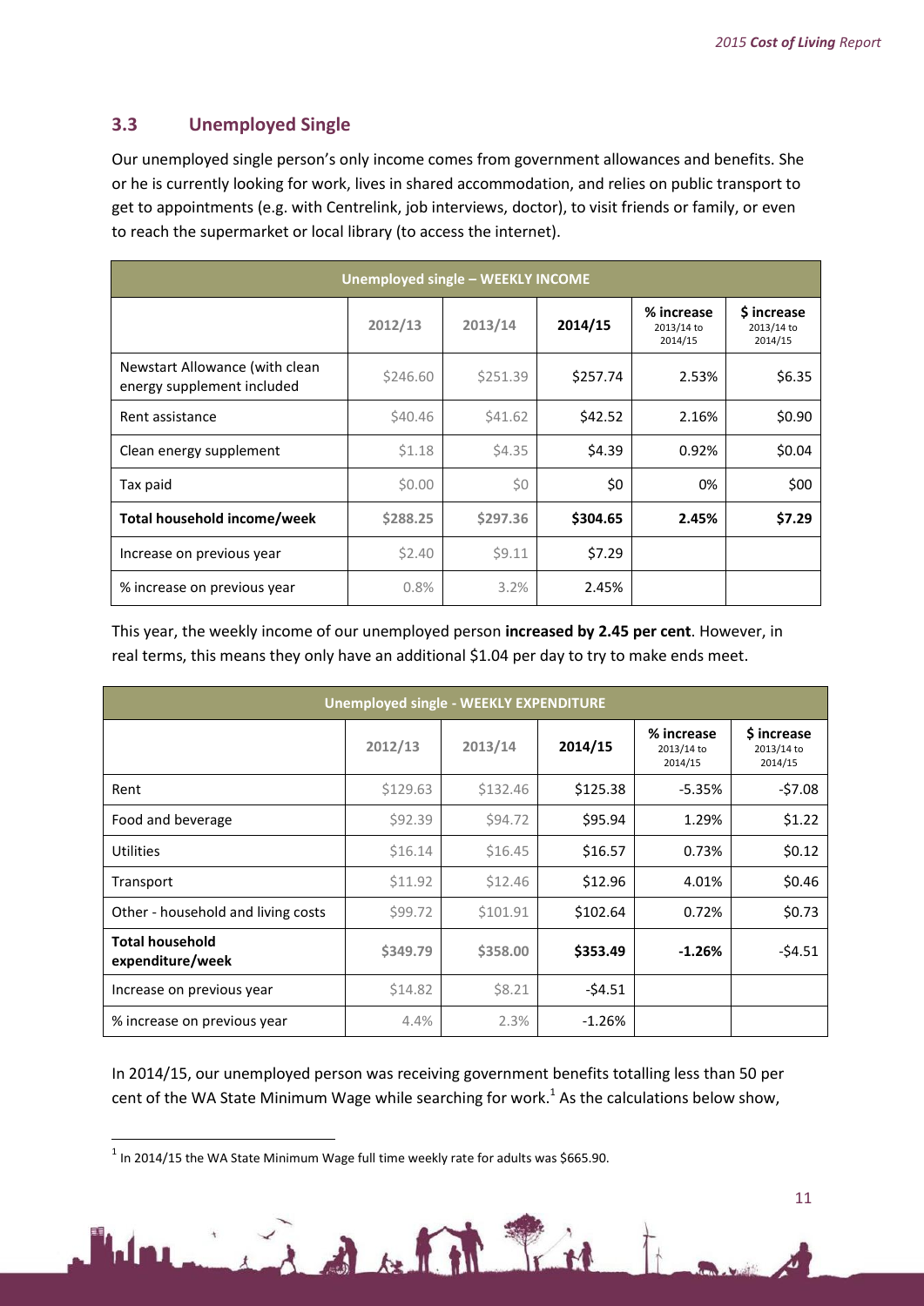## 3.3 Unemployed Single

Our unemployed single person's only income comes from government allowances and benefits. She or he is currently looking for work, lives in shared accommodation, and relies on public transport to get to appointments (e.g. with Centrelink, job interviews, doctor), to visit friends or family, or even to reach the supermarket or local library (to access the internet).

| Unemployed single – WEEKLY INCOME | | | | | |
|---|---|---|---|---|---|
| | 2012/13 | 2013/14 | 2014/15 | % increase 2013/14 to 2014/15 | $ increase 2013/14 to 2014/15 |
| Newstart Allowance (with clean energy supplement included | $246.60 | $251.39 | $257.74 | 2.53% | $6.35 |
| Rent assistance | $40.46 | $41.62 | $42.52 | 2.16% | $0.90 |
| Clean energy supplement | $1.18 | $4.35 | $4.39 | 0.92% | $0.04 |
| Tax paid | $0.00 | $0 | $0 | 0% | $00 |
| **Total household income/week** | **$288.25** | **$297.36** | **$304.65** | **2.45%** | **$7.29** |
| Increase on previous year | $2.40 | $9.11 | $7.29 | | |
| % increase on previous year | 0.8% | 3.2% | 2.45% | | |

This year, the weekly income of our unemployed person **increased by 2.45 per cent**. However, in real terms, this means they only have an additional $1.04 per day to try to make ends meet.

| Unemployed single - WEEKLY EXPENDITURE | | | | | |
|---|---|---|---|---|---|
| | 2012/13 | 2013/14 | 2014/15 | % increase 2013/14 to 2014/15 | $ increase 2013/14 to 2014/15 |
| Rent | $129.63 | $132.46 | $125.38 | -5.35% | -$7.08 |
| Food and beverage | $92.39 | $94.72 | $95.94 | 1.29% | $1.22 |
| Utilities | $16.14 | $16.45 | $16.57 | 0.73% | $0.12 |
| Transport | $11.92 | $12.46 | $12.96 | 4.01% | $0.46 |
| Other - household and living costs | $99.72 | $101.91 | $102.64 | 0.72% | $0.73 |
| **Total household expenditure/week** | **$349.79** | **$358.00** | **$353.49** | **-1.26%** | -$4.51 |
| Increase on previous year | $14.82 | $8.21 | -$4.51 | | |
| % increase on previous year | 4.4% | 2.3% | -1.26% | | |

In 2014/15, our unemployed person was receiving government benefits totalling less than 50 per cent of the WA State Minimum Wage while searching for work.[1] As the calculations below show,

[1] In 2014/15 the WA State Minimum Wage full time weekly rate for adults was $665.90.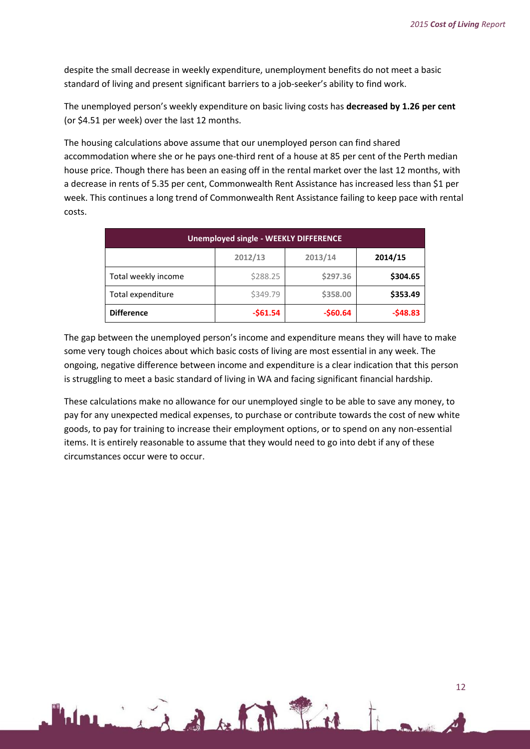despite the small decrease in weekly expenditure, unemployment benefits do not meet a basic standard of living and present significant barriers to a job-seeker's ability to find work.

The unemployed person's weekly expenditure on basic living costs has **decreased by 1.26 per cent** (or $4.51 per week) over the last 12 months.

The housing calculations above assume that our unemployed person can find shared accommodation where she or he pays one-third rent of a house at 85 per cent of the Perth median house price. Though there has been an easing off in the rental market over the last 12 months, with a decrease in rents of 5.35 per cent, Commonwealth Rent Assistance has increased less than $1 per week. This continues a long trend of Commonwealth Rent Assistance failing to keep pace with rental costs.

| Unemployed single - WEEKLY DIFFERENCE | | | |
|---|---|---|---|
| | 2012/13 | 2013/14 | 2014/15 |
| Total weekly income | $288.25 | $297.36 | **$304.65** |
| Total expenditure | $349.79 | $358.00 | **$353.49** |
| **Difference** | **-$61.54** | **-$60.64** | **-$48.83** |

The gap between the unemployed person's income and expenditure means they will have to make some very tough choices about which basic costs of living are most essential in any week. The ongoing, negative difference between income and expenditure is a clear indication that this person is struggling to meet a basic standard of living in WA and facing significant financial hardship.

These calculations make no allowance for our unemployed single to be able to save any money, to pay for any unexpected medical expenses, to purchase or contribute towards the cost of new white goods, to pay for training to increase their employment options, or to spend on any non-essential items. It is entirely reasonable to assume that they would need to go into debt if any of these circumstances occur were to occur.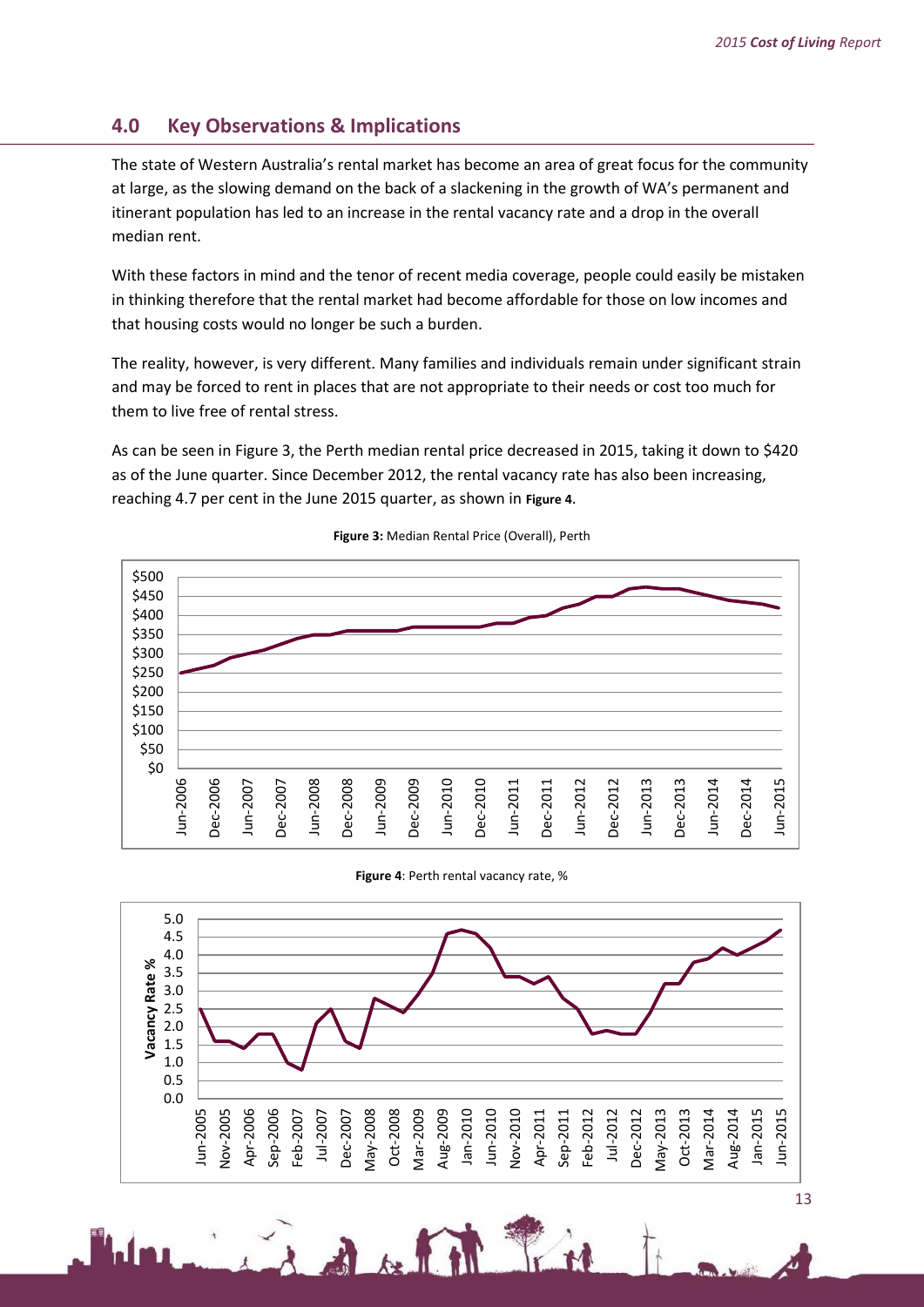## 4.0 Key Observations & Implications

The state of Western Australia's rental market has become an area of great focus for the community at large, as the slowing demand on the back of a slackening in the growth of WA's permanent and itinerant population has led to an increase in the rental vacancy rate and a drop in the overall median rent.

With these factors in mind and the tenor of recent media coverage, people could easily be mistaken in thinking therefore that the rental market had become affordable for those on low incomes and that housing costs would no longer be such a burden.

The reality, however, is very different. Many families and individuals remain under significant strain and may be forced to rent in places that are not appropriate to their needs or cost too much for them to live free of rental stress.

As can be seen in Figure 3, the Perth median rental price decreased in 2015, taking it down to $420 as of the June quarter. Since December 2012, the rental vacancy rate has also been increasing, reaching 4.7 per cent in the June 2015 quarter, as shown in **Figure 4**.

**Figure 3:** Median Rental Price (Overall), Perth

**Figure 4**: Perth rental vacancy rate, %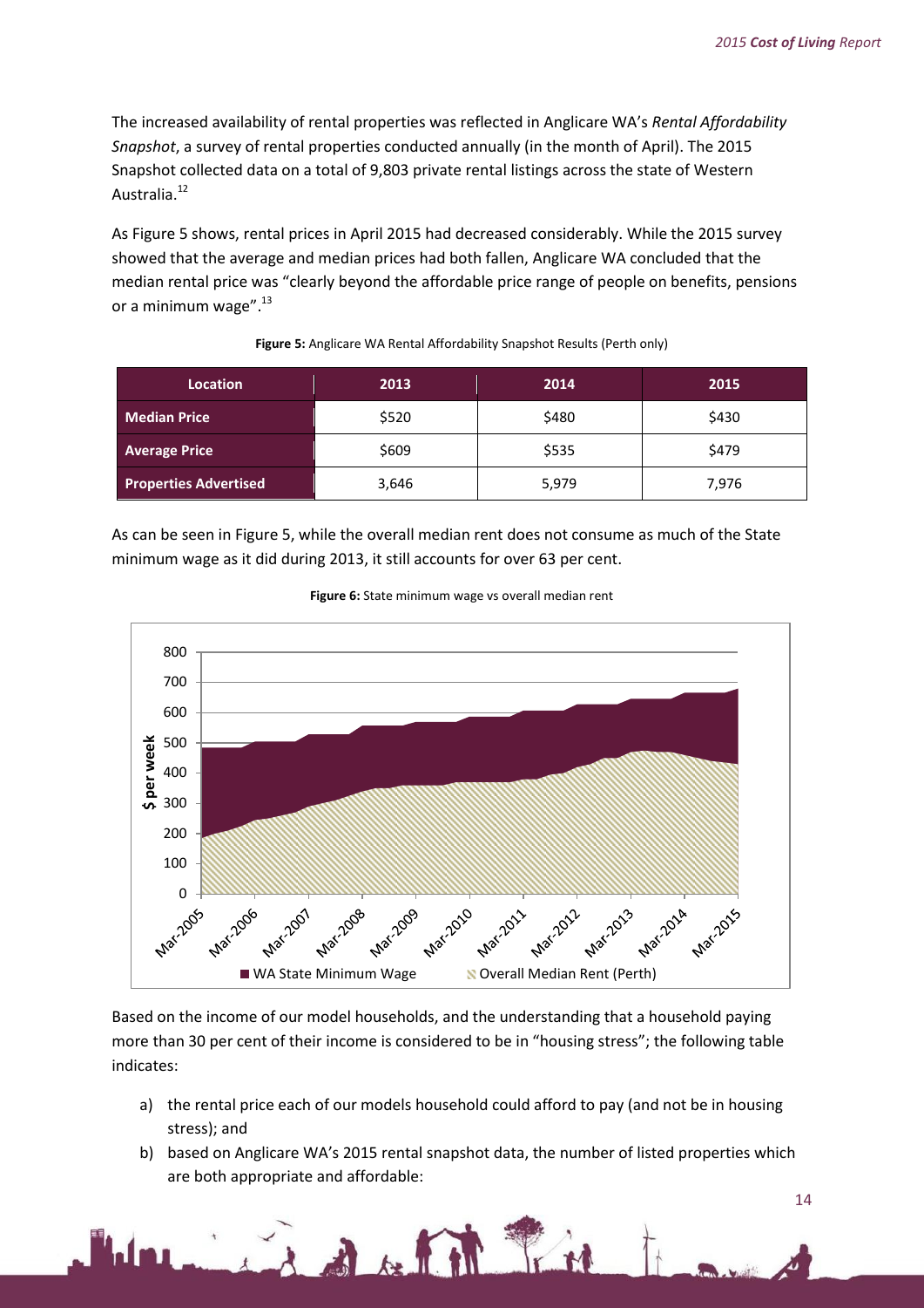The increased availability of rental properties was reflected in Anglicare WA's *Rental Affordability Snapshot*, a survey of rental properties conducted annually (in the month of April). The 2015 Snapshot collected data on a total of 9,803 private rental listings across the state of Western Australia.[12]

As Figure 5 shows, rental prices in April 2015 had decreased considerably. While the 2015 survey showed that the average and median prices had both fallen, Anglicare WA concluded that the median rental price was "clearly beyond the affordable price range of people on benefits, pensions or a minimum wage".[13]

**Figure 5:** Anglicare WA Rental Affordability Snapshot Results (Perth only)

| Location | 2013 | 2014 | 2015 |
|---|---|---|---|
| **Median Price** | $520 | $480 | $430 |
| **Average Price** | $609 | $535 | $479 |
| **Properties Advertised** | 3,646 | 5,979 | 7,976 |

As can be seen in Figure 5, while the overall median rent does not consume as much of the State minimum wage as it did during 2013, it still accounts for over 63 per cent.

**Figure 6:** State minimum wage vs overall median rent

Based on the income of our model households, and the understanding that a household paying more than 30 per cent of their income is considered to be in "housing stress"; the following table indicates:

a) the rental price each of our models household could afford to pay (and not be in housing stress); and

b) based on Anglicare WA's 2015 rental snapshot data, the number of listed properties which are both appropriate and affordable: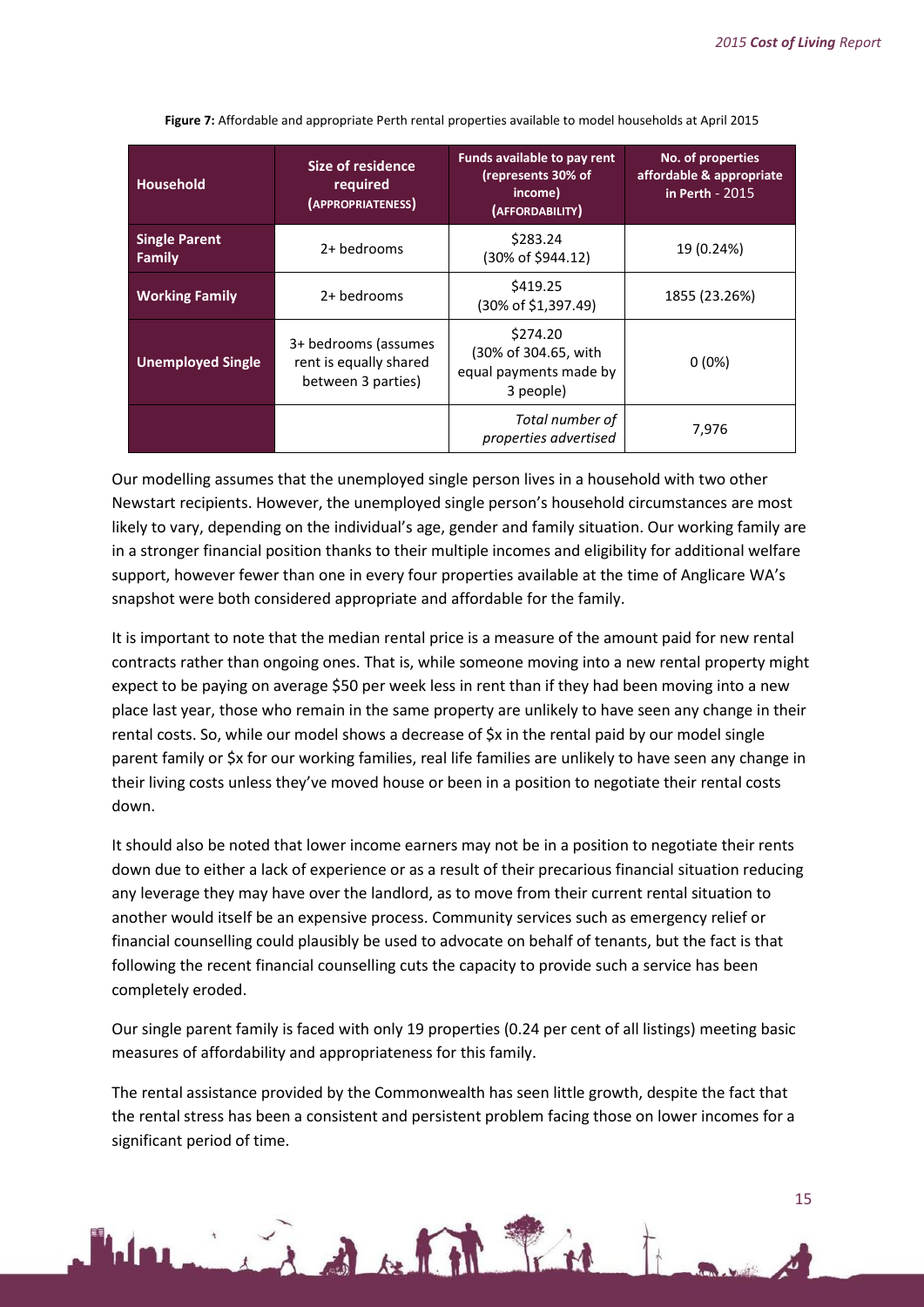**Figure 7:** Affordable and appropriate Perth rental properties available to model households at April 2015

| Household | Size of residence required (APPROPRIATENESS) | Funds available to pay rent (represents 30% of income) (AFFORDABILITY) | No. of properties affordable & appropriate in Perth - 2015 |
|---|---|---|---|
| **Single Parent Family** | 2+ bedrooms | \$283.24 (30% of \$944.12) | 19 (0.24%) |
| **Working Family** | 2+ bedrooms | \$419.25 (30% of \$1,397.49) | 1855 (23.26%) |
| **Unemployed Single** | 3+ bedrooms (assumes rent is equally shared between 3 parties) | \$274.20 (30% of 304.65, with equal payments made by 3 people) | 0 (0%) |
| | | *Total number of properties advertised* | 7,976 |

Our modelling assumes that the unemployed single person lives in a household with two other Newstart recipients. However, the unemployed single person's household circumstances are most likely to vary, depending on the individual's age, gender and family situation. Our working family are in a stronger financial position thanks to their multiple incomes and eligibility for additional welfare support, however fewer than one in every four properties available at the time of Anglicare WA's snapshot were both considered appropriate and affordable for the family.

It is important to note that the median rental price is a measure of the amount paid for new rental contracts rather than ongoing ones. That is, while someone moving into a new rental property might expect to be paying on average \$50 per week less in rent than if they had been moving into a new place last year, those who remain in the same property are unlikely to have seen any change in their rental costs. So, while our model shows a decrease of \$x in the rental paid by our model single parent family or \$x for our working families, real life families are unlikely to have seen any change in their living costs unless they've moved house or been in a position to negotiate their rental costs down.

It should also be noted that lower income earners may not be in a position to negotiate their rents down due to either a lack of experience or as a result of their precarious financial situation reducing any leverage they may have over the landlord, as to move from their current rental situation to another would itself be an expensive process. Community services such as emergency relief or financial counselling could plausibly be used to advocate on behalf of tenants, but the fact is that following the recent financial counselling cuts the capacity to provide such a service has been completely eroded.

Our single parent family is faced with only 19 properties (0.24 per cent of all listings) meeting basic measures of affordability and appropriateness for this family.

The rental assistance provided by the Commonwealth has seen little growth, despite the fact that the rental stress has been a consistent and persistent problem facing those on lower incomes for a significant period of time.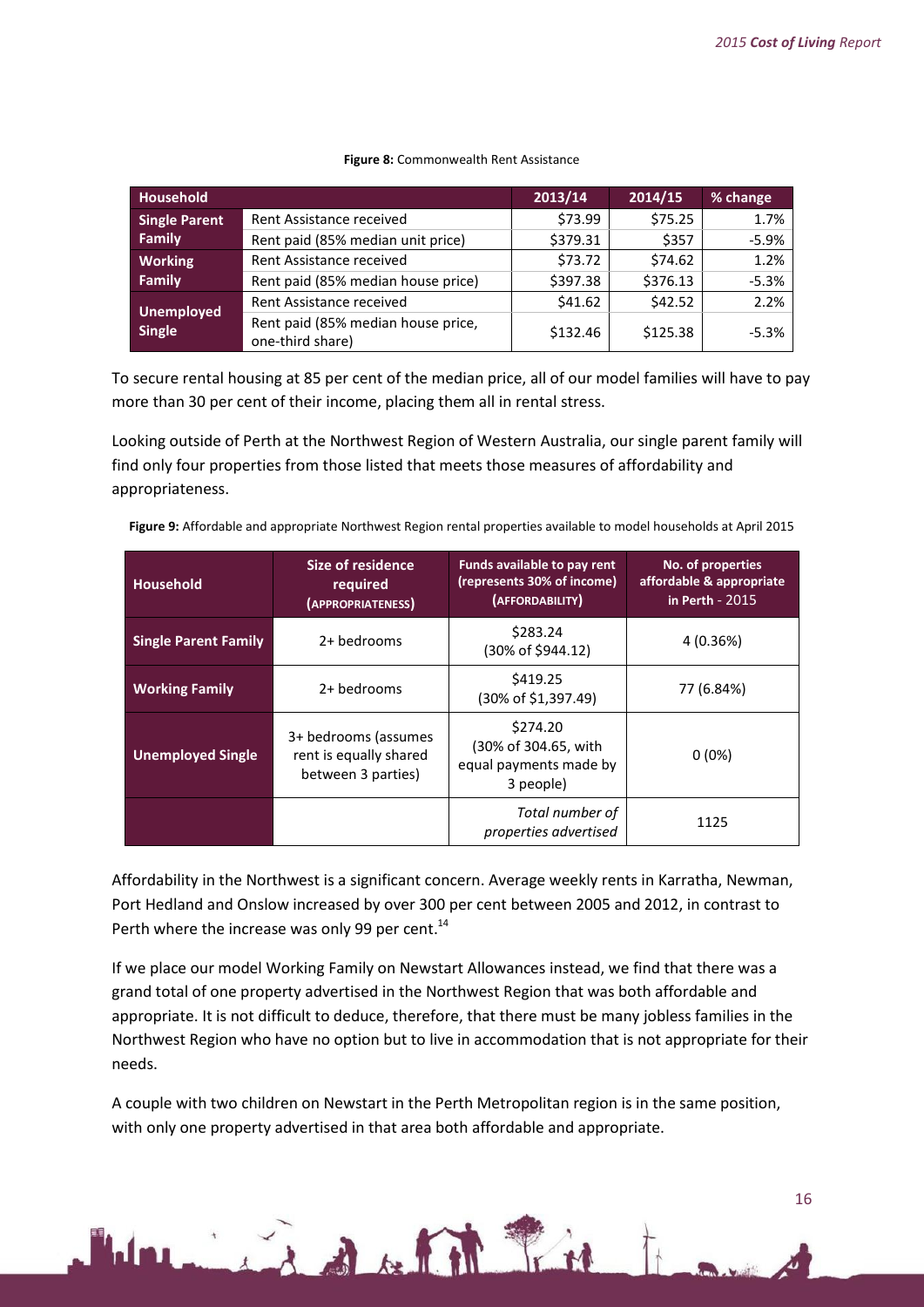**Figure 8:** Commonwealth Rent Assistance

| Household | | 2013/14 | 2014/15 | % change |
|---|---|---|---|---|
| Single Parent Family | Rent Assistance received | $73.99 | $75.25 | 1.7% |
| | Rent paid (85% median unit price) | $379.31 | $357 | -5.9% |
| Working Family | Rent Assistance received | $73.72 | $74.62 | 1.2% |
| | Rent paid (85% median house price) | $397.38 | $376.13 | -5.3% |
| Unemployed Single | Rent Assistance received | $41.62 | $42.52 | 2.2% |
| | Rent paid (85% median house price, one-third share) | $132.46 | $125.38 | -5.3% |

To secure rental housing at 85 per cent of the median price, all of our model families will have to pay more than 30 per cent of their income, placing them all in rental stress.

Looking outside of Perth at the Northwest Region of Western Australia, our single parent family will find only four properties from those listed that meets those measures of affordability and appropriateness.

**Figure 9:** Affordable and appropriate Northwest Region rental properties available to model households at April 2015

| Household | Size of residence required (APPROPRIATENESS) | Funds available to pay rent (represents 30% of income) (AFFORDABILITY) | No. of properties affordable & appropriate in Perth - 2015 |
|---|---|---|---|
| Single Parent Family | 2+ bedrooms | $283.24 (30% of $944.12) | 4 (0.36%) |
| Working Family | 2+ bedrooms | $419.25 (30% of $1,397.49) | 77 (6.84%) |
| Unemployed Single | 3+ bedrooms (assumes rent is equally shared between 3 parties) | $274.20 (30% of 304.65, with equal payments made by 3 people) | 0 (0%) |
| | | *Total number of properties advertised* | 1125 |

Affordability in the Northwest is a significant concern. Average weekly rents in Karratha, Newman, Port Hedland and Onslow increased by over 300 per cent between 2005 and 2012, in contrast to Perth where the increase was only 99 per cent.[14]

If we place our model Working Family on Newstart Allowances instead, we find that there was a grand total of one property advertised in the Northwest Region that was both affordable and appropriate. It is not difficult to deduce, therefore, that there must be many jobless families in the Northwest Region who have no option but to live in accommodation that is not appropriate for their needs.

A couple with two children on Newstart in the Perth Metropolitan region is in the same position, with only one property advertised in that area both affordable and appropriate.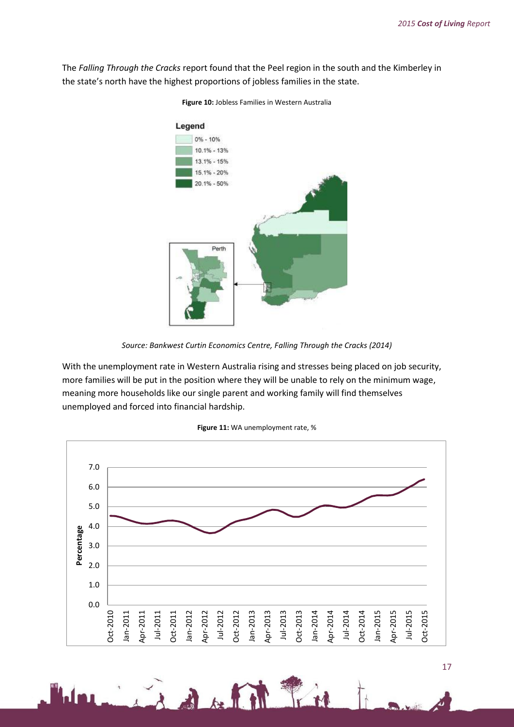The *Falling Through the Cracks* report found that the Peel region in the south and the Kimberley in the state's north have the highest proportions of jobless families in the state.

**Figure 10:** Jobless Families in Western Australia

*Source: Bankwest Curtin Economics Centre, Falling Through the Cracks (2014)*

With the unemployment rate in Western Australia rising and stresses being placed on job security, more families will be put in the position where they will be unable to rely on the minimum wage, meaning more households like our single parent and working family will find themselves unemployed and forced into financial hardship.

**Figure 11:** WA unemployment rate, %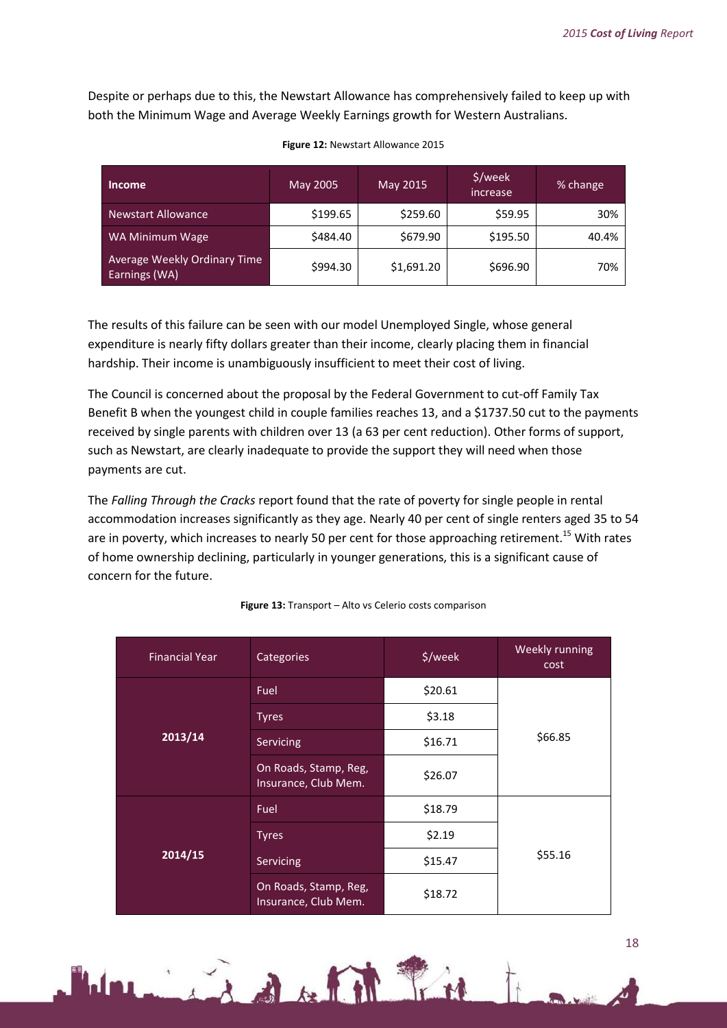Despite or perhaps due to this, the Newstart Allowance has comprehensively failed to keep up with both the Minimum Wage and Average Weekly Earnings growth for Western Australians.

**Figure 12:** Newstart Allowance 2015

| Income | May 2005 | May 2015 | $/week increase | % change |
|---|---|---|---|---|
| Newstart Allowance | $199.65 | $259.60 | $59.95 | 30% |
| WA Minimum Wage | $484.40 | $679.90 | $195.50 | 40.4% |
| Average Weekly Ordinary Time Earnings (WA) | $994.30 | $1,691.20 | $696.90 | 70% |

The results of this failure can be seen with our model Unemployed Single, whose general expenditure is nearly fifty dollars greater than their income, clearly placing them in financial hardship. Their income is unambiguously insufficient to meet their cost of living.

The Council is concerned about the proposal by the Federal Government to cut-off Family Tax Benefit B when the youngest child in couple families reaches 13, and a $1737.50 cut to the payments received by single parents with children over 13 (a 63 per cent reduction). Other forms of support, such as Newstart, are clearly inadequate to provide the support they will need when those payments are cut.

The *Falling Through the Cracks* report found that the rate of poverty for single people in rental accommodation increases significantly as they age. Nearly 40 per cent of single renters aged 35 to 54 are in poverty, which increases to nearly 50 per cent for those approaching retirement.[15] With rates of home ownership declining, particularly in younger generations, this is a significant cause of concern for the future.

**Figure 13:** Transport – Alto vs Celerio costs comparison

| Financial Year | Categories | $/week | Weekly running cost |
|---|---|---|---|
| 2013/14 | Fuel | $20.61 | $66.85 |
| | Tyres | $3.18 | |
| | Servicing | $16.71 | |
| | On Roads, Stamp, Reg, Insurance, Club Mem. | $26.07 | |
| 2014/15 | Fuel | $18.79 | $55.16 |
| | Tyres | $2.19 | |
| | Servicing | $15.47 | |
| | On Roads, Stamp, Reg, Insurance, Club Mem. | $18.72 | |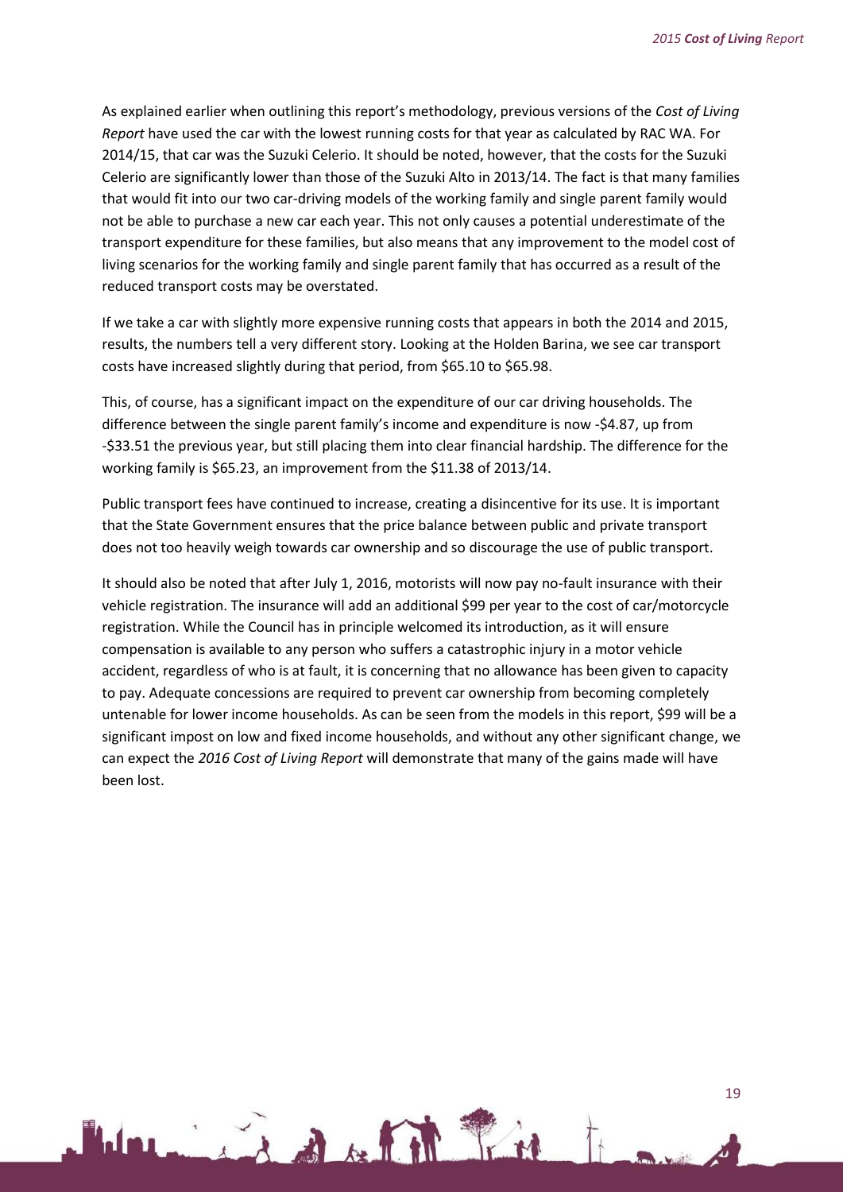As explained earlier when outlining this report's methodology, previous versions of the *Cost of Living Report* have used the car with the lowest running costs for that year as calculated by RAC WA. For 2014/15, that car was the Suzuki Celerio. It should be noted, however, that the costs for the Suzuki Celerio are significantly lower than those of the Suzuki Alto in 2013/14. The fact is that many families that would fit into our two car-driving models of the working family and single parent family would not be able to purchase a new car each year. This not only causes a potential underestimate of the transport expenditure for these families, but also means that any improvement to the model cost of living scenarios for the working family and single parent family that has occurred as a result of the reduced transport costs may be overstated.

If we take a car with slightly more expensive running costs that appears in both the 2014 and 2015, results, the numbers tell a very different story. Looking at the Holden Barina, we see car transport costs have increased slightly during that period, from $65.10 to $65.98.

This, of course, has a significant impact on the expenditure of our car driving households. The difference between the single parent family's income and expenditure is now -$4.87, up from -$33.51 the previous year, but still placing them into clear financial hardship. The difference for the working family is $65.23, an improvement from the $11.38 of 2013/14.

Public transport fees have continued to increase, creating a disincentive for its use. It is important that the State Government ensures that the price balance between public and private transport does not too heavily weigh towards car ownership and so discourage the use of public transport.

It should also be noted that after July 1, 2016, motorists will now pay no-fault insurance with their vehicle registration. The insurance will add an additional $99 per year to the cost of car/motorcycle registration. While the Council has in principle welcomed its introduction, as it will ensure compensation is available to any person who suffers a catastrophic injury in a motor vehicle accident, regardless of who is at fault, it is concerning that no allowance has been given to capacity to pay. Adequate concessions are required to prevent car ownership from becoming completely untenable for lower income households. As can be seen from the models in this report, $99 will be a significant impost on low and fixed income households, and without any other significant change, we can expect the *2016 Cost of Living Report* will demonstrate that many of the gains made will have been lost.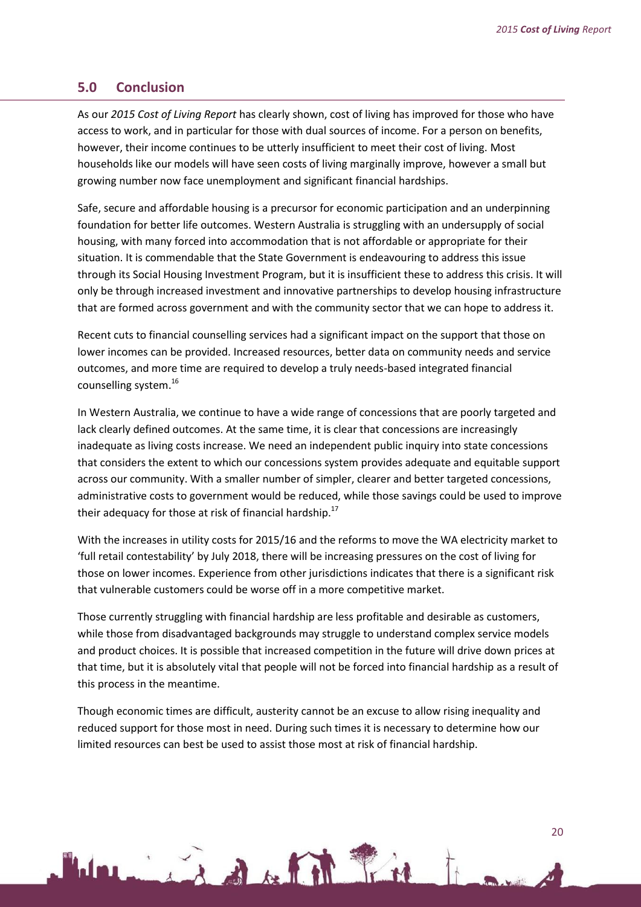## 5.0 Conclusion

As our *2015 Cost of Living Report* has clearly shown, cost of living has improved for those who have access to work, and in particular for those with dual sources of income. For a person on benefits, however, their income continues to be utterly insufficient to meet their cost of living. Most households like our models will have seen costs of living marginally improve, however a small but growing number now face unemployment and significant financial hardships.

Safe, secure and affordable housing is a precursor for economic participation and an underpinning foundation for better life outcomes. Western Australia is struggling with an undersupply of social housing, with many forced into accommodation that is not affordable or appropriate for their situation. It is commendable that the State Government is endeavouring to address this issue through its Social Housing Investment Program, but it is insufficient these to address this crisis. It will only be through increased investment and innovative partnerships to develop housing infrastructure that are formed across government and with the community sector that we can hope to address it.

Recent cuts to financial counselling services had a significant impact on the support that those on lower incomes can be provided. Increased resources, better data on community needs and service outcomes, and more time are required to develop a truly needs-based integrated financial counselling system.[16]

In Western Australia, we continue to have a wide range of concessions that are poorly targeted and lack clearly defined outcomes. At the same time, it is clear that concessions are increasingly inadequate as living costs increase. We need an independent public inquiry into state concessions that considers the extent to which our concessions system provides adequate and equitable support across our community. With a smaller number of simpler, clearer and better targeted concessions, administrative costs to government would be reduced, while those savings could be used to improve their adequacy for those at risk of financial hardship.[17]

With the increases in utility costs for 2015/16 and the reforms to move the WA electricity market to 'full retail contestability' by July 2018, there will be increasing pressures on the cost of living for those on lower incomes. Experience from other jurisdictions indicates that there is a significant risk that vulnerable customers could be worse off in a more competitive market.

Those currently struggling with financial hardship are less profitable and desirable as customers, while those from disadvantaged backgrounds may struggle to understand complex service models and product choices. It is possible that increased competition in the future will drive down prices at that time, but it is absolutely vital that people will not be forced into financial hardship as a result of this process in the meantime.

Though economic times are difficult, austerity cannot be an excuse to allow rising inequality and reduced support for those most in need. During such times it is necessary to determine how our limited resources can best be used to assist those most at risk of financial hardship.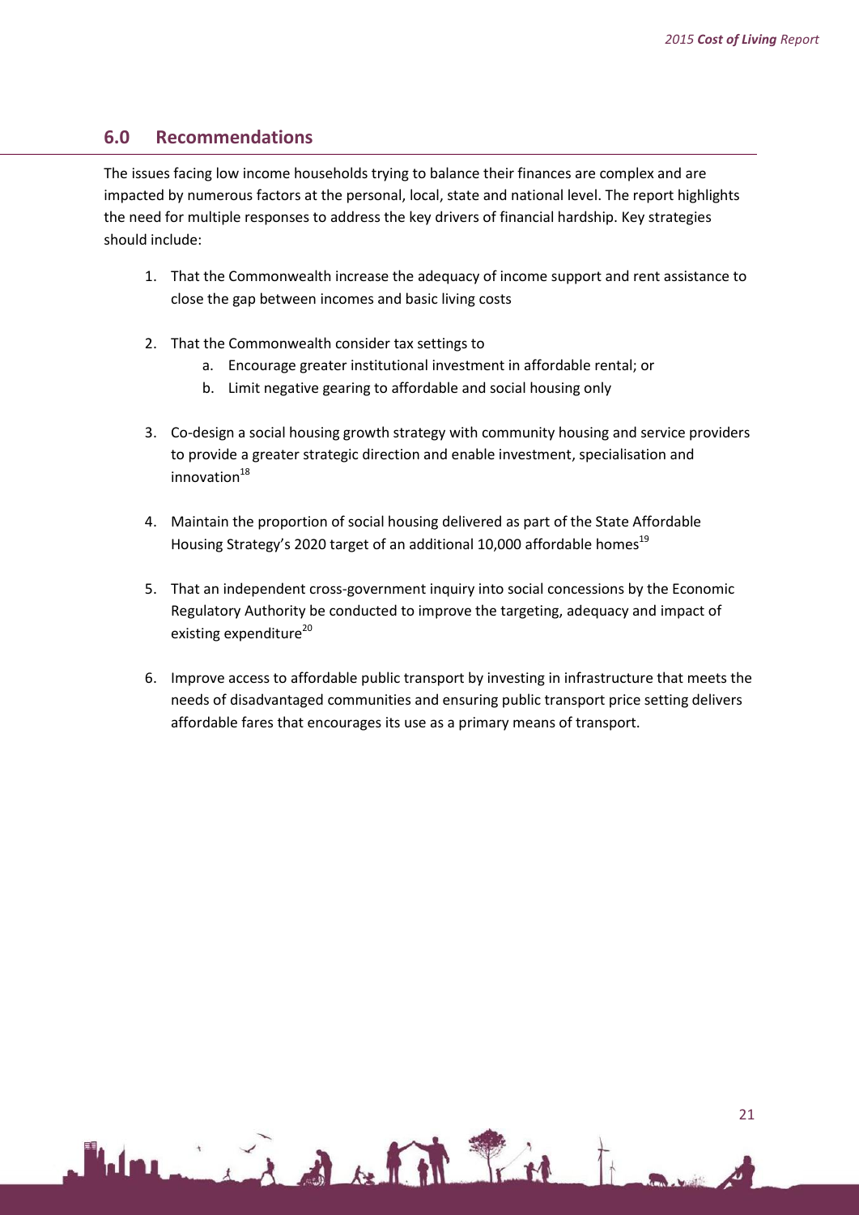## 6.0 Recommendations

The issues facing low income households trying to balance their finances are complex and are impacted by numerous factors at the personal, local, state and national level. The report highlights the need for multiple responses to address the key drivers of financial hardship. Key strategies should include:

1. That the Commonwealth increase the adequacy of income support and rent assistance to close the gap between incomes and basic living costs

2. That the Commonwealth consider tax settings to
   a. Encourage greater institutional investment in affordable rental; or
   b. Limit negative gearing to affordable and social housing only

3. Co-design a social housing growth strategy with community housing and service providers to provide a greater strategic direction and enable investment, specialisation and innovation[18]

4. Maintain the proportion of social housing delivered as part of the State Affordable Housing Strategy's 2020 target of an additional 10,000 affordable homes[19]

5. That an independent cross-government inquiry into social concessions by the Economic Regulatory Authority be conducted to improve the targeting, adequacy and impact of existing expenditure[20]

6. Improve access to affordable public transport by investing in infrastructure that meets the needs of disadvantaged communities and ensuring public transport price setting delivers affordable fares that encourages its use as a primary means of transport.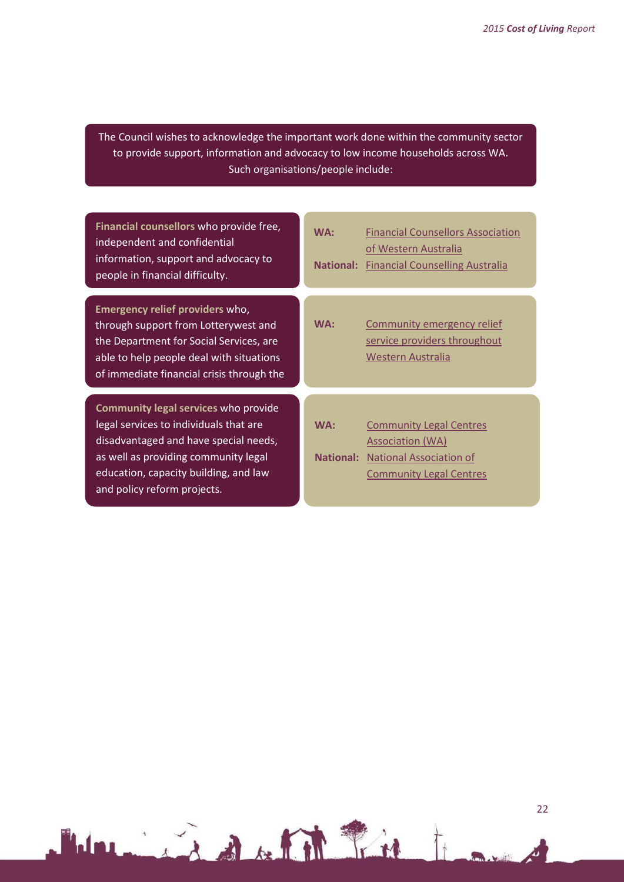The Council wishes to acknowledge the important work done within the community sector to provide support, information and advocacy to low income households across WA. Such organisations/people include:

| | |
|---|---|
| **Financial counsellors** who provide free, independent and confidential information, support and advocacy to people in financial difficulty. | **WA:** Financial Counsellors Association of Western Australia<br>**National:** Financial Counselling Australia |
| **Emergency relief providers** who, through support from Lotterywest and the Department for Social Services, are able to help people deal with situations of immediate financial crisis through the | **WA:** Community emergency relief service providers throughout Western Australia |
| **Community legal services** who provide legal services to individuals that are disadvantaged and have special needs, as well as providing community legal education, capacity building, and law and policy reform projects. | **WA:** Community Legal Centres Association (WA)<br>**National:** National Association of Community Legal Centres |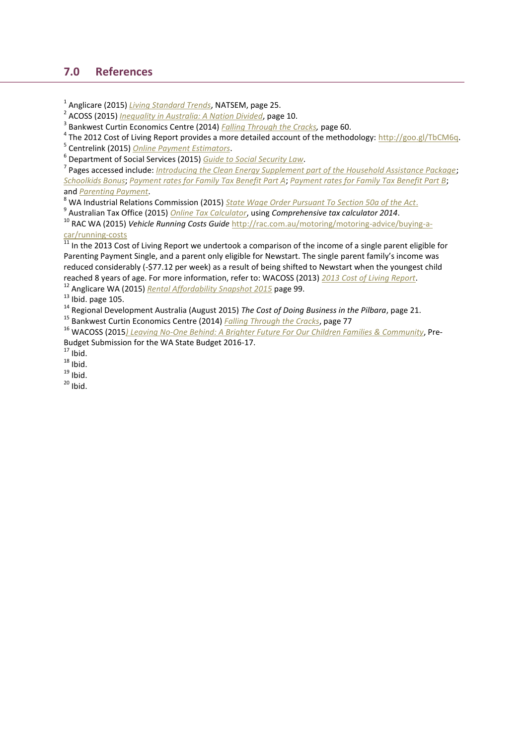## 7.0 References

[1] Anglicare (2015) *Living Standard Trends*, NATSEM, page 25.
[2] ACOSS (2015) *Inequality in Australia: A Nation Divided*, page 10.
[3] Bankwest Curtin Economics Centre (2014) *Falling Through the Cracks,* page 60.
[4] The 2012 Cost of Living Report provides a more detailed account of the methodology: http://goo.gl/TbCM6q.
[5] Centrelink (2015) *Online Payment Estimators*.
[6] Department of Social Services (2015) *Guide to Social Security Law*.
[7] Pages accessed include: *Introducing the Clean Energy Supplement part of the Household Assistance Package*; *Schoolkids Bonus*; *Payment rates for Family Tax Benefit Part A*; *Payment rates for Family Tax Benefit Part B*; and *Parenting Payment*.
[8] WA Industrial Relations Commission (2015) *State Wage Order Pursuant To Section 50a of the Act*.
[9] Australian Tax Office (2015) *Online Tax Calculator*, using *Comprehensive tax calculator 2014*.
[10] RAC WA (2015) *Vehicle Running Costs Guide* http://rac.com.au/motoring/motoring-advice/buying-a-car/running-costs
[11] In the 2013 Cost of Living Report we undertook a comparison of the income of a single parent eligible for Parenting Payment Single, and a parent only eligible for Newstart. The single parent family's income was reduced considerably (-$77.12 per week) as a result of being shifted to Newstart when the youngest child reached 8 years of age. For more information, refer to: WACOSS (2013) *2013 Cost of Living Report*.
[12] Anglicare WA (2015) *Rental Affordability Snapshot 2015* page 99.
[13] Ibid. page 105.
[14] Regional Development Australia (August 2015) *The Cost of Doing Business in the Pilbara*, page 21.
[15] Bankwest Curtin Economics Centre (2014) *Falling Through the Cracks*, page 77
[16] WACOSS (2015*) Leaving No-One Behind: A Brighter Future For Our Children Families & Community*, Pre-Budget Submission for the WA State Budget 2016-17.
[17] Ibid.
[18] Ibid.
[19] Ibid.
[20] Ibid.